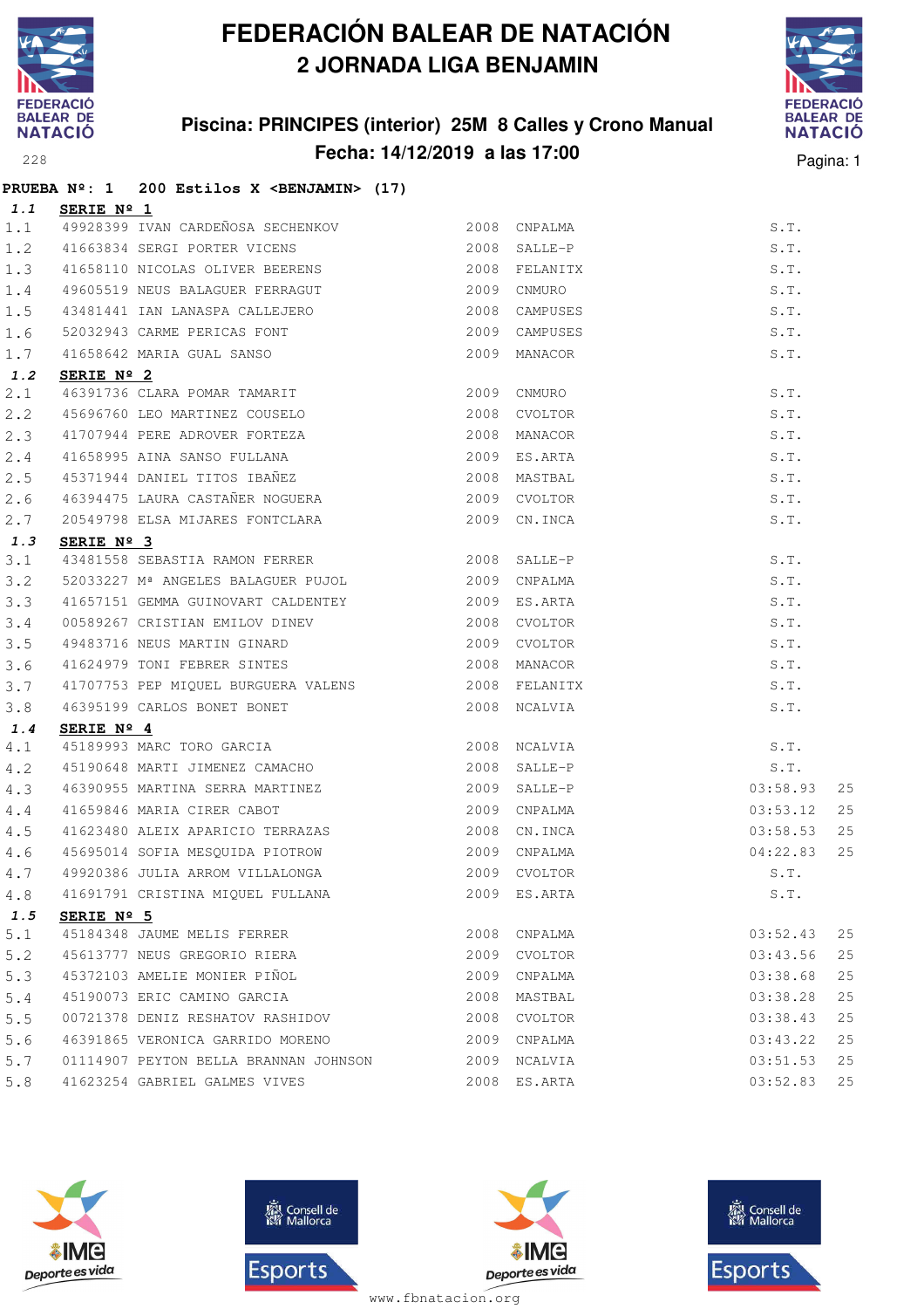# FEDERACIÓN BALEAR DE NATACIÓN

## 2 JORNADA LIGA BENJAMIN

### Piscina: PRINCIPES (interior) 25M 8 Calles y Crono Manual

### Fecha: 14/12/2019 a las 17:00

228

**PRUEBA Nº: 1 200 Estilos X <BENJAMIN> (17)**

**1.1 SERIE Nº 1**

| | | | | | | |
|---|---|---|---|---|---|---|
| 1.1 | 49928399 | IVAN CARDEÑOSA SECHENKOV | 2008 | CNPALMA | S.T. | |
| 1.2 | 41663834 | SERGI PORTER VICENS | 2008 | SALLE-P | S.T. | |
| 1.3 | 41658110 | NICOLAS OLIVER BEERENS | 2008 | FELANITX | S.T. | |
| 1.4 | 49605519 | NEUS BALAGUER FERRAGUT | 2009 | CNMURO | S.T. | |
| 1.5 | 43481441 | IAN LANASPA CALLEJERO | 2008 | CAMPUSES | S.T. | |
| 1.6 | 52032943 | CARME PERICAS FONT | 2009 | CAMPUSES | S.T. | |
| 1.7 | 41658642 | MARIA GUAL SANSO | 2009 | MANACOR | S.T. | |

**1.2 SERIE Nº 2**

| | | | | | | |
|---|---|---|---|---|---|---|
| 2.1 | 46391736 | CLARA POMAR TAMARIT | 2009 | CNMURO | S.T. | |
| 2.2 | 45696760 | LEO MARTINEZ COUSELO | 2008 | CVOLTOR | S.T. | |
| 2.3 | 41707944 | PERE ADROVER FORTEZA | 2008 | MANACOR | S.T. | |
| 2.4 | 41658995 | AINA SANSO FULLANA | 2009 | ES.ARTA | S.T. | |
| 2.5 | 45371944 | DANIEL TITOS IBAÑEZ | 2008 | MASTBAL | S.T. | |
| 2.6 | 46394475 | LAURA CASTAÑER NOGUERA | 2009 | CVOLTOR | S.T. | |
| 2.7 | 20549798 | ELSA MIJARES FONTCLARA | 2009 | CN.INCA | S.T. | |

**1.3 SERIE Nº 3**

| | | | | | | |
|---|---|---|---|---|---|---|
| 3.1 | 43481558 | SEBASTIA RAMON FERRER | 2008 | SALLE-P | S.T. | |
| 3.2 | 52033227 | Mª ANGELES BALAGUER PUJOL | 2009 | CNPALMA | S.T. | |
| 3.3 | 41657151 | GEMMA GUINOVART CALDENTEY | 2009 | ES.ARTA | S.T. | |
| 3.4 | 00589267 | CRISTIAN EMILOV DINEV | 2008 | CVOLTOR | S.T. | |
| 3.5 | 49483716 | NEUS MARTIN GINARD | 2009 | CVOLTOR | S.T. | |
| 3.6 | 41624979 | TONI FEBRER SINTES | 2008 | MANACOR | S.T. | |
| 3.7 | 41707753 | PEP MIQUEL BURGUERA VALENS | 2008 | FELANITX | S.T. | |
| 3.8 | 46395199 | CARLOS BONET BONET | 2008 | NCALVIA | S.T. | |

**1.4 SERIE Nº 4**

| | | | | | | |
|---|---|---|---|---|---|---|
| 4.1 | 45189993 | MARC TORO GARCIA | 2008 | NCALVIA | S.T. | |
| 4.2 | 45190648 | MARTI JIMENEZ CAMACHO | 2008 | SALLE-P | S.T. | |
| 4.3 | 46390955 | MARTINA SERRA MARTINEZ | 2009 | SALLE-P | 03:58.93 | 25 |
| 4.4 | 41659846 | MARIA CIRER CABOT | 2009 | CNPALMA | 03:53.12 | 25 |
| 4.5 | 41623480 | ALEIX APARICIO TERRAZAS | 2008 | CN.INCA | 03:58.53 | 25 |
| 4.6 | 45695014 | SOFIA MESQUIDA PIOTROW | 2009 | CNPALMA | 04:22.83 | 25 |
| 4.7 | 49920386 | JULIA ARROM VILLALONGA | 2009 | CVOLTOR | S.T. | |
| 4.8 | 41691791 | CRISTINA MIQUEL FULLANA | 2009 | ES.ARTA | S.T. | |

**1.5 SERIE Nº 5**

| | | | | | | |
|---|---|---|---|---|---|---|
| 5.1 | 45184348 | JAUME MELIS FERRER | 2008 | CNPALMA | 03:52.43 | 25 |
| 5.2 | 45613777 | NEUS GREGORIO RIERA | 2009 | CVOLTOR | 03:43.56 | 25 |
| 5.3 | 45372103 | AMELIE MONIER PIÑOL | 2009 | CNPALMA | 03:38.68 | 25 |
| 5.4 | 45190073 | ERIC CAMINO GARCIA | 2008 | MASTBAL | 03:38.28 | 25 |
| 5.5 | 00721378 | DENIZ RESHATOV RASHIDOV | 2008 | CVOLTOR | 03:38.43 | 25 |
| 5.6 | 46391865 | VERONICA GARRIDO MORENO | 2009 | CNPALMA | 03:43.22 | 25 |
| 5.7 | 01114907 | PEYTON BELLA BRANNAN JOHNSON | 2009 | NCALVIA | 03:51.53 | 25 |
| 5.8 | 41623254 | GABRIEL GALMES VIVES | 2008 | ES.ARTA | 03:52.83 | 25 |

www.fbnatacion.org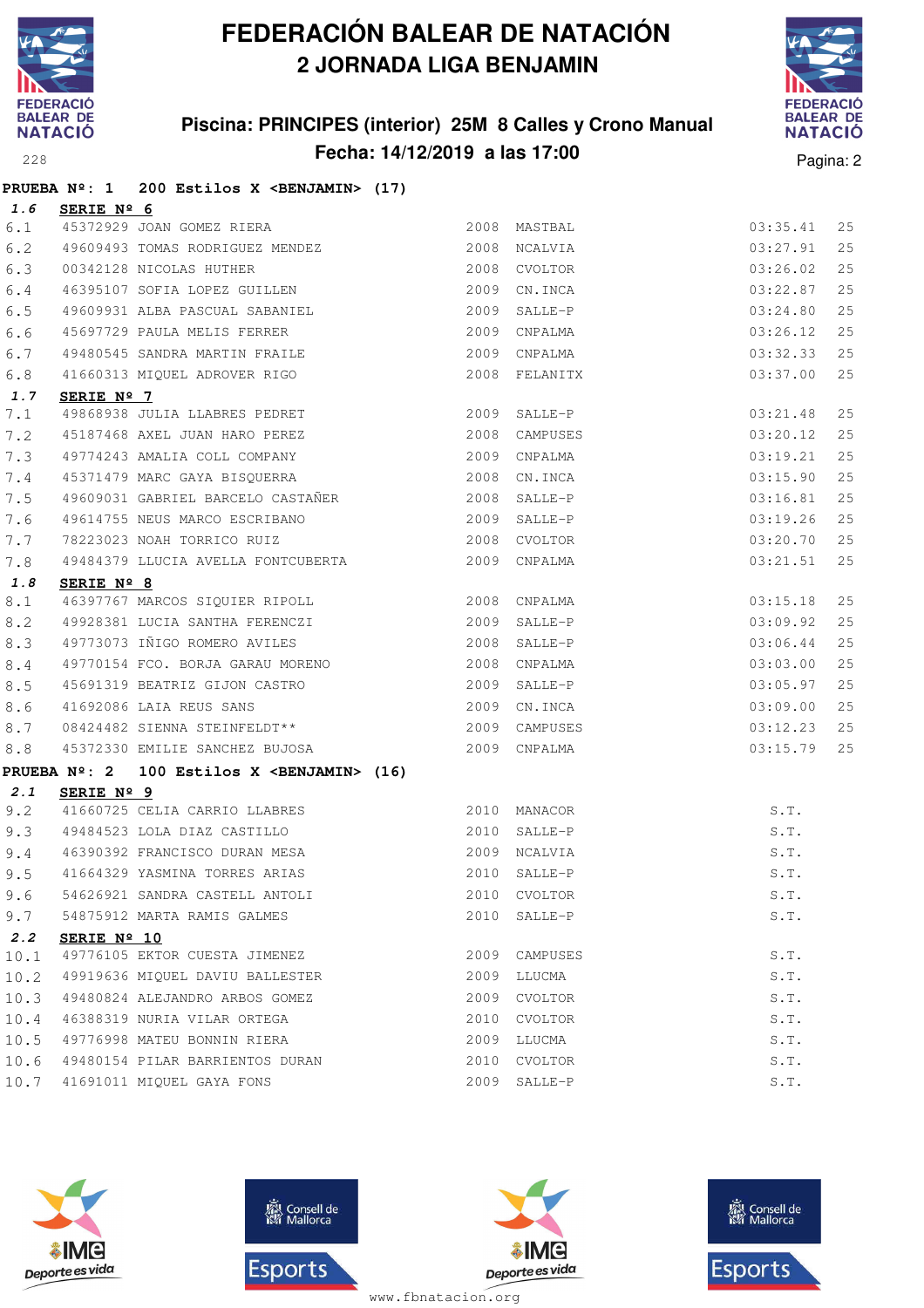# FEDERACIÓN BALEAR DE NATACIÓN

## 2 JORNADA LIGA BENJAMIN

### Piscina: PRINCIPES (interior) 25M 8 Calles y Crono Manual

### Fecha: 14/12/2019 a las 17:00

**PRUEBA Nº: 1 200 Estilos X <BENJAMIN> (17)**

**1.6 SERIE Nº 6**

| | | | | | | |
|---|---|---|---|---|---|---|
| 6.1 | 45372929 | JOAN GOMEZ RIERA | 2008 | MASTBAL | 03:35.41 | 25 |
| 6.2 | 49609493 | TOMAS RODRIGUEZ MENDEZ | 2008 | NCALVIA | 03:27.91 | 25 |
| 6.3 | 00342128 | NICOLAS HUTHER | 2008 | CVOLTOR | 03:26.02 | 25 |
| 6.4 | 46395107 | SOFIA LOPEZ GUILLEN | 2009 | CN.INCA | 03:22.87 | 25 |
| 6.5 | 49609931 | ALBA PASCUAL SABANIEL | 2009 | SALLE-P | 03:24.80 | 25 |
| 6.6 | 45697729 | PAULA MELIS FERRER | 2009 | CNPALMA | 03:26.12 | 25 |
| 6.7 | 49480545 | SANDRA MARTIN FRAILE | 2009 | CNPALMA | 03:32.33 | 25 |
| 6.8 | 41660313 | MIQUEL ADROVER RIGO | 2008 | FELANITX | 03:37.00 | 25 |

**1.7 SERIE Nº 7**

| | | | | | | |
|---|---|---|---|---|---|---|
| 7.1 | 49868938 | JULIA LLABRES PEDRET | 2009 | SALLE-P | 03:21.48 | 25 |
| 7.2 | 45187468 | AXEL JUAN HARO PEREZ | 2008 | CAMPUSES | 03:20.12 | 25 |
| 7.3 | 49774243 | AMALIA COLL COMPANY | 2009 | CNPALMA | 03:19.21 | 25 |
| 7.4 | 45371479 | MARC GAYA BISQUERRA | 2008 | CN.INCA | 03:15.90 | 25 |
| 7.5 | 49609031 | GABRIEL BARCELO CASTAÑER | 2008 | SALLE-P | 03:16.81 | 25 |
| 7.6 | 49614755 | NEUS MARCO ESCRIBANO | 2009 | SALLE-P | 03:19.26 | 25 |
| 7.7 | 78223023 | NOAH TORRICO RUIZ | 2008 | CVOLTOR | 03:20.70 | 25 |
| 7.8 | 49484379 | LLUCIA AVELLA FONTCUBERTA | 2009 | CNPALMA | 03:21.51 | 25 |

**1.8 SERIE Nº 8**

| | | | | | | |
|---|---|---|---|---|---|---|
| 8.1 | 46397767 | MARCOS SIQUIER RIPOLL | 2008 | CNPALMA | 03:15.18 | 25 |
| 8.2 | 49928381 | LUCIA SANTHA FERENCZI | 2009 | SALLE-P | 03:09.92 | 25 |
| 8.3 | 49773073 | IÑIGO ROMERO AVILES | 2008 | SALLE-P | 03:06.44 | 25 |
| 8.4 | 49770154 | FCO. BORJA GARAU MORENO | 2008 | CNPALMA | 03:03.00 | 25 |
| 8.5 | 45691319 | BEATRIZ GIJON CASTRO | 2009 | SALLE-P | 03:05.97 | 25 |
| 8.6 | 41692086 | LAIA REUS SANS | 2009 | CN.INCA | 03:09.00 | 25 |
| 8.7 | 08424482 | SIENNA STEINFELDT** | 2009 | CAMPUSES | 03:12.23 | 25 |
| 8.8 | 45372330 | EMILIE SANCHEZ BUJOSA | 2009 | CNPALMA | 03:15.79 | 25 |

**PRUEBA Nº: 2 100 Estilos X <BENJAMIN> (16)**

**2.1 SERIE Nº 9**

| | | | | | |
|---|---|---|---|---|---|
| 9.2 | 41660725 | CELIA CARRIO LLABRES | 2010 | MANACOR | S.T. |
| 9.3 | 49484523 | LOLA DIAZ CASTILLO | 2010 | SALLE-P | S.T. |
| 9.4 | 46390392 | FRANCISCO DURAN MESA | 2009 | NCALVIA | S.T. |
| 9.5 | 41664329 | YASMINA TORRES ARIAS | 2010 | SALLE-P | S.T. |
| 9.6 | 54626921 | SANDRA CASTELL ANTOLI | 2010 | CVOLTOR | S.T. |
| 9.7 | 54875912 | MARTA RAMIS GALMES | 2010 | SALLE-P | S.T. |

**2.2 SERIE Nº 10**

| | | | | | |
|---|---|---|---|---|---|
| 10.1 | 49776105 | EKTOR CUESTA JIMENEZ | 2009 | CAMPUSES | S.T. |
| 10.2 | 49919636 | MIQUEL DAVIU BALLESTER | 2009 | LLUCMA | S.T. |
| 10.3 | 49480824 | ALEJANDRO ARBOS GOMEZ | 2009 | CVOLTOR | S.T. |
| 10.4 | 46388319 | NURIA VILAR ORTEGA | 2010 | CVOLTOR | S.T. |
| 10.5 | 49776998 | MATEU BONNIN RIERA | 2009 | LLUCMA | S.T. |
| 10.6 | 49480154 | PILAR BARRIENTOS DURAN | 2010 | CVOLTOR | S.T. |
| 10.7 | 41691011 | MIQUEL GAYA FONS | 2009 | SALLE-P | S.T. |

www.fbnatacion.org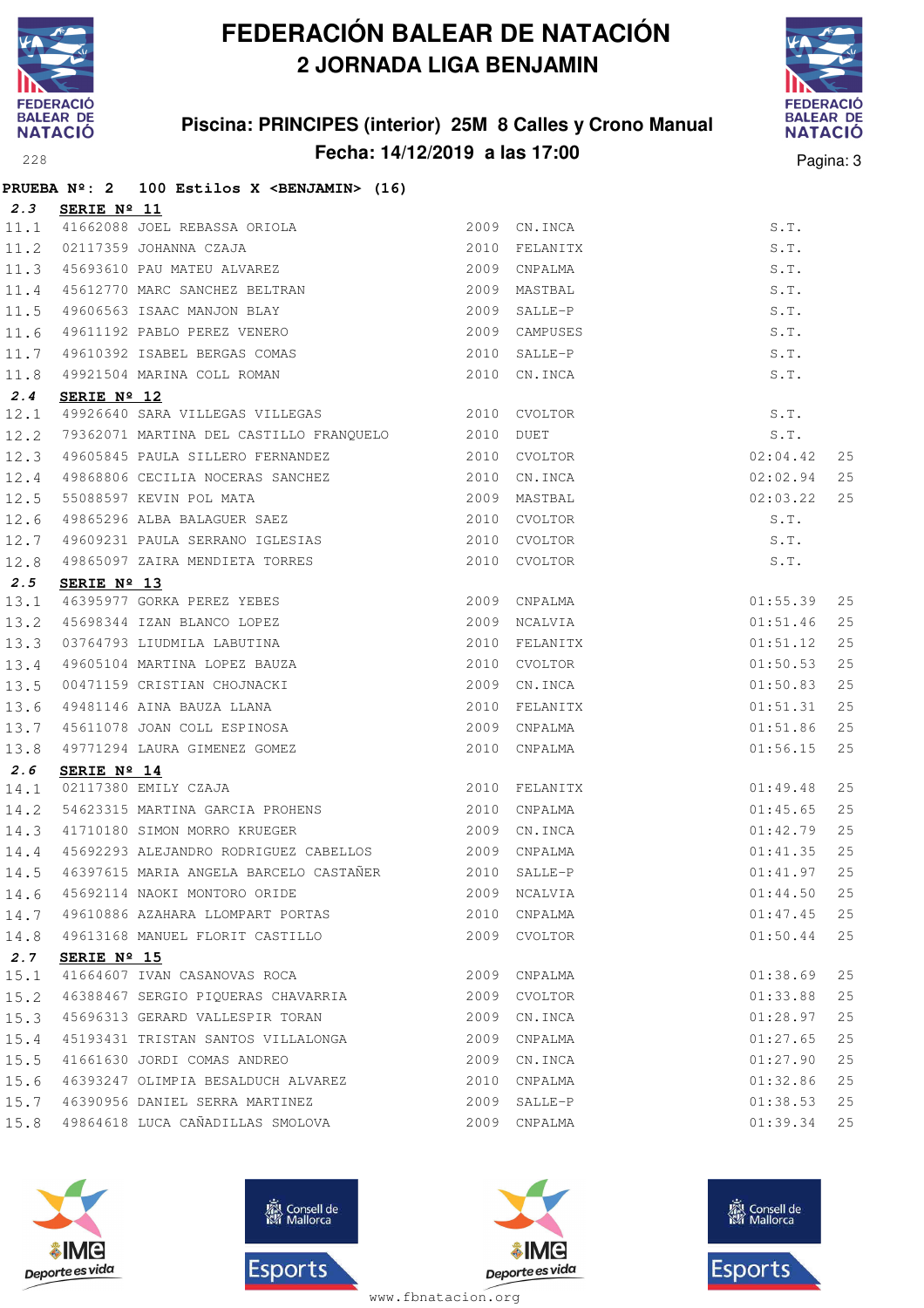# FEDERACIÓN BALEAR DE NATACIÓN

## 2 JORNADA LIGA BENJAMIN

### Piscina: PRINCIPES (interior) 25M 8 Calles y Crono Manual

### Fecha: 14/12/2019 a las 17:00

**PRUEBA Nº: 2 100 Estilos X <BENJAMIN> (16)**

**2.3 SERIE Nº 11**

| | | | | | | |
|---|---|---|---|---|---|---|
| 11.1 | 41662088 | JOEL REBASSA ORIOLA | 2009 | CN.INCA | S.T. | |
| 11.2 | 02117359 | JOHANNA CZAJA | 2010 | FELANITX | S.T. | |
| 11.3 | 45693610 | PAU MATEU ALVAREZ | 2009 | CNPALMA | S.T. | |
| 11.4 | 45612770 | MARC SANCHEZ BELTRAN | 2009 | MASTBAL | S.T. | |
| 11.5 | 49606563 | ISAAC MANJON BLAY | 2009 | SALLE-P | S.T. | |
| 11.6 | 49611192 | PABLO PEREZ VENERO | 2009 | CAMPUSES | S.T. | |
| 11.7 | 49610392 | ISABEL BERGAS COMAS | 2010 | SALLE-P | S.T. | |
| 11.8 | 49921504 | MARINA COLL ROMAN | 2010 | CN.INCA | S.T. | |

**2.4 SERIE Nº 12**

| | | | | | | |
|---|---|---|---|---|---|---|
| 12.1 | 49926640 | SARA VILLEGAS VILLEGAS | 2010 | CVOLTOR | S.T. | |
| 12.2 | 79362071 | MARTINA DEL CASTILLO FRANQUELO | 2010 | DUET | S.T. | |
| 12.3 | 49605845 | PAULA SILLERO FERNANDEZ | 2010 | CVOLTOR | 02:04.42 | 25 |
| 12.4 | 49868806 | CECILIA NOCERAS SANCHEZ | 2010 | CN.INCA | 02:02.94 | 25 |
| 12.5 | 55088597 | KEVIN POL MATA | 2009 | MASTBAL | 02:03.22 | 25 |
| 12.6 | 49865296 | ALBA BALAGUER SAEZ | 2010 | CVOLTOR | S.T. | |
| 12.7 | 49609231 | PAULA SERRANO IGLESIAS | 2010 | CVOLTOR | S.T. | |
| 12.8 | 49865097 | ZAIRA MENDIETA TORRES | 2010 | CVOLTOR | S.T. | |

**2.5 SERIE Nº 13**

| | | | | | | |
|---|---|---|---|---|---|---|
| 13.1 | 46395977 | GORKA PEREZ YEBES | 2009 | CNPALMA | 01:55.39 | 25 |
| 13.2 | 45698344 | IZAN BLANCO LOPEZ | 2009 | NCALVIA | 01:51.46 | 25 |
| 13.3 | 03764793 | LIUDMILA LABUTINA | 2010 | FELANITX | 01:51.12 | 25 |
| 13.4 | 49605104 | MARTINA LOPEZ BAUZA | 2010 | CVOLTOR | 01:50.53 | 25 |
| 13.5 | 00471159 | CRISTIAN CHOJNACKI | 2009 | CN.INCA | 01:50.83 | 25 |
| 13.6 | 49481146 | AINA BAUZA LLANA | 2010 | FELANITX | 01:51.31 | 25 |
| 13.7 | 45611078 | JOAN COLL ESPINOSA | 2009 | CNPALMA | 01:51.86 | 25 |
| 13.8 | 49771294 | LAURA GIMENEZ GOMEZ | 2010 | CNPALMA | 01:56.15 | 25 |

**2.6 SERIE Nº 14**

| | | | | | | |
|---|---|---|---|---|---|---|
| 14.1 | 02117380 | EMILY CZAJA | 2010 | FELANITX | 01:49.48 | 25 |
| 14.2 | 54623315 | MARTINA GARCIA PROHENS | 2010 | CNPALMA | 01:45.65 | 25 |
| 14.3 | 41710180 | SIMON MORRO KRUEGER | 2009 | CN.INCA | 01:42.79 | 25 |
| 14.4 | 45692293 | ALEJANDRO RODRIGUEZ CABELLOS | 2009 | CNPALMA | 01:41.35 | 25 |
| 14.5 | 46397615 | MARIA ANGELA BARCELO CASTAÑER | 2010 | SALLE-P | 01:41.97 | 25 |
| 14.6 | 45692114 | NAOKI MONTORO ORIDE | 2009 | NCALVIA | 01:44.50 | 25 |
| 14.7 | 49610886 | AZAHARA LLOMPART PORTAS | 2010 | CNPALMA | 01:47.45 | 25 |
| 14.8 | 49613168 | MANUEL FLORIT CASTILLO | 2009 | CVOLTOR | 01:50.44 | 25 |

**2.7 SERIE Nº 15**

| | | | | | | |
|---|---|---|---|---|---|---|
| 15.1 | 41664607 | IVAN CASANOVAS ROCA | 2009 | CNPALMA | 01:38.69 | 25 |
| 15.2 | 46388467 | SERGIO PIQUERAS CHAVARRIA | 2009 | CVOLTOR | 01:33.88 | 25 |
| 15.3 | 45696313 | GERARD VALLESPIR TORAN | 2009 | CN.INCA | 01:28.97 | 25 |
| 15.4 | 45193431 | TRISTAN SANTOS VILLALONGA | 2009 | CNPALMA | 01:27.65 | 25 |
| 15.5 | 41661630 | JORDI COMAS ANDREO | 2009 | CN.INCA | 01:27.90 | 25 |
| 15.6 | 46393247 | OLIMPIA BESALDUCH ALVAREZ | 2010 | CNPALMA | 01:32.86 | 25 |
| 15.7 | 46390956 | DANIEL SERRA MARTINEZ | 2009 | SALLE-P | 01:38.53 | 25 |
| 15.8 | 49864618 | LUCA CAÑADILLAS SMOLOVA | 2009 | CNPALMA | 01:39.34 | 25 |

www.fbnatacion.org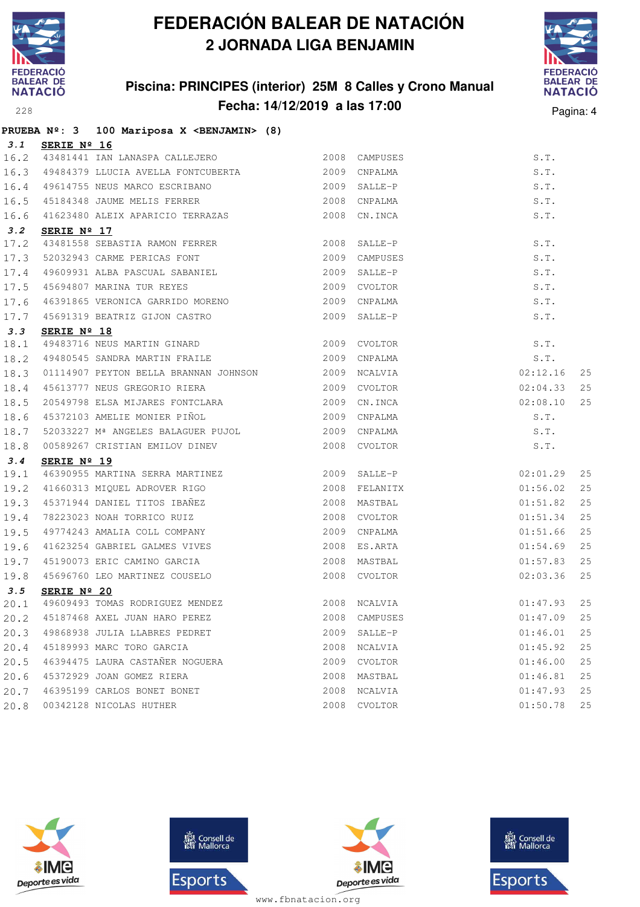# FEDERACIÓN BALEAR DE NATACIÓN

## 2 JORNADA LIGA BENJAMIN

### Piscina: PRINCIPES (interior) 25M 8 Calles y Crono Manual

### Fecha: 14/12/2019 a las 17:00

**PRUEBA Nº: 3 100 Mariposa X <BENJAMIN> (8)**

**3.1 SERIE Nº 16**

| | | | | | | |
|---|---|---|---|---|---|---|
| 16.2 | 43481441 | IAN LANASPA CALLEJERO | 2008 | CAMPUSES | S.T. | |
| 16.3 | 49484379 | LLUCIA AVELLA FONTCUBERTA | 2009 | CNPALMA | S.T. | |
| 16.4 | 49614755 | NEUS MARCO ESCRIBANO | 2009 | SALLE-P | S.T. | |
| 16.5 | 45184348 | JAUME MELIS FERRER | 2008 | CNPALMA | S.T. | |
| 16.6 | 41623480 | ALEIX APARICIO TERRAZAS | 2008 | CN.INCA | S.T. | |

**3.2 SERIE Nº 17**

| | | | | | | |
|---|---|---|---|---|---|---|
| 17.2 | 43481558 | SEBASTIA RAMON FERRER | 2008 | SALLE-P | S.T. | |
| 17.3 | 52032943 | CARME PERICAS FONT | 2009 | CAMPUSES | S.T. | |
| 17.4 | 49609931 | ALBA PASCUAL SABANIEL | 2009 | SALLE-P | S.T. | |
| 17.5 | 45694807 | MARINA TUR REYES | 2009 | CVOLTOR | S.T. | |
| 17.6 | 46391865 | VERONICA GARRIDO MORENO | 2009 | CNPALMA | S.T. | |
| 17.7 | 45691319 | BEATRIZ GIJON CASTRO | 2009 | SALLE-P | S.T. | |

**3.3 SERIE Nº 18**

| | | | | | | |
|---|---|---|---|---|---|---|
| 18.1 | 49483716 | NEUS MARTIN GINARD | 2009 | CVOLTOR | S.T. | |
| 18.2 | 49480545 | SANDRA MARTIN FRAILE | 2009 | CNPALMA | S.T. | |
| 18.3 | 01114907 | PEYTON BELLA BRANNAN JOHNSON | 2009 | NCALVIA | 02:12.16 | 25 |
| 18.4 | 45613777 | NEUS GREGORIO RIERA | 2009 | CVOLTOR | 02:04.33 | 25 |
| 18.5 | 20549798 | ELSA MIJARES FONTCLARA | 2009 | CN.INCA | 02:08.10 | 25 |
| 18.6 | 45372103 | AMELIE MONIER PIÑOL | 2009 | CNPALMA | S.T. | |
| 18.7 | 52033227 | Mª ANGELES BALAGUER PUJOL | 2009 | CNPALMA | S.T. | |
| 18.8 | 00589267 | CRISTIAN EMILOV DINEV | 2008 | CVOLTOR | S.T. | |

**3.4 SERIE Nº 19**

| | | | | | | |
|---|---|---|---|---|---|---|
| 19.1 | 46390955 | MARTINA SERRA MARTINEZ | 2009 | SALLE-P | 02:01.29 | 25 |
| 19.2 | 41660313 | MIQUEL ADROVER RIGO | 2008 | FELANITX | 01:56.02 | 25 |
| 19.3 | 45371944 | DANIEL TITOS IBAÑEZ | 2008 | MASTBAL | 01:51.82 | 25 |
| 19.4 | 78223023 | NOAH TORRICO RUIZ | 2008 | CVOLTOR | 01:51.34 | 25 |
| 19.5 | 49774243 | AMALIA COLL COMPANY | 2009 | CNPALMA | 01:51.66 | 25 |
| 19.6 | 41623254 | GABRIEL GALMES VIVES | 2008 | ES.ARTA | 01:54.69 | 25 |
| 19.7 | 45190073 | ERIC CAMINO GARCIA | 2008 | MASTBAL | 01:57.83 | 25 |
| 19.8 | 45696760 | LEO MARTINEZ COUSELO | 2008 | CVOLTOR | 02:03.36 | 25 |

**3.5 SERIE Nº 20**

| | | | | | | |
|---|---|---|---|---|---|---|
| 20.1 | 49609493 | TOMAS RODRIGUEZ MENDEZ | 2008 | NCALVIA | 01:47.93 | 25 |
| 20.2 | 45187468 | AXEL JUAN HARO PEREZ | 2008 | CAMPUSES | 01:47.09 | 25 |
| 20.3 | 49868938 | JULIA LLABRES PEDRET | 2009 | SALLE-P | 01:46.01 | 25 |
| 20.4 | 45189993 | MARC TORO GARCIA | 2008 | NCALVIA | 01:45.92 | 25 |
| 20.5 | 46394475 | LAURA CASTAÑER NOGUERA | 2009 | CVOLTOR | 01:46.00 | 25 |
| 20.6 | 45372929 | JOAN GOMEZ RIERA | 2008 | MASTBAL | 01:46.81 | 25 |
| 20.7 | 46395199 | CARLOS BONET BONET | 2008 | NCALVIA | 01:47.93 | 25 |
| 20.8 | 00342128 | NICOLAS HUTHER | 2008 | CVOLTOR | 01:50.78 | 25 |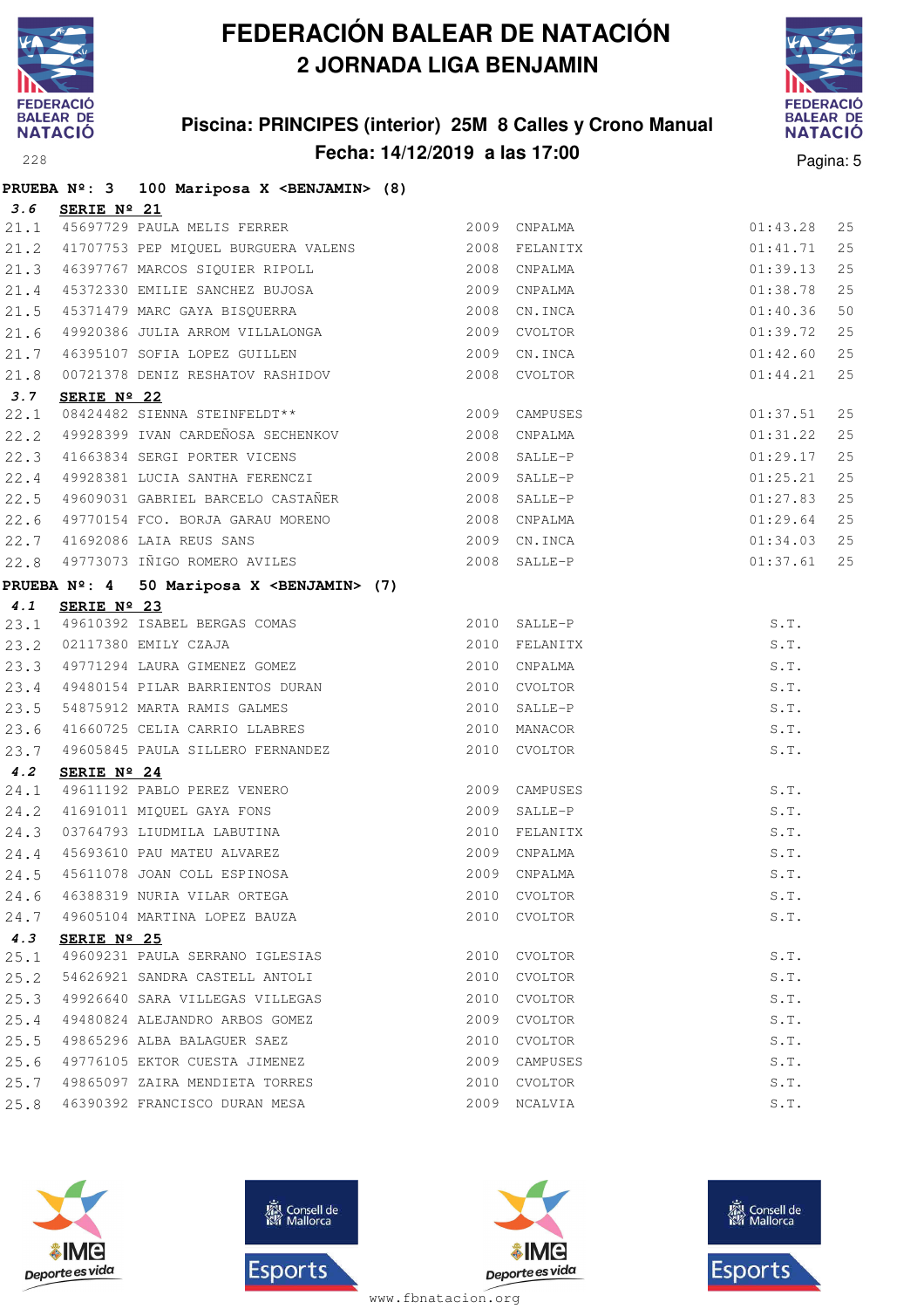# FEDERACIÓN BALEAR DE NATACIÓN

## 2 JORNADA LIGA BENJAMIN

### Piscina: PRINCIPES (interior) 25M 8 Calles y Crono Manual

### Fecha: 14/12/2019 a las 17:00

**PRUEBA Nº: 3 100 Mariposa X <BENJAMIN> (8)**

**3.6 SERIE Nº 21**

| | | | | | | |
|---|---|---|---|---|---|---|
| 21.1 | 45697729 | PAULA MELIS FERRER | 2009 | CNPALMA | 01:43.28 | 25 |
| 21.2 | 41707753 | PEP MIQUEL BURGUERA VALENS | 2008 | FELANITX | 01:41.71 | 25 |
| 21.3 | 46397767 | MARCOS SIQUIER RIPOLL | 2008 | CNPALMA | 01:39.13 | 25 |
| 21.4 | 45372330 | EMILIE SANCHEZ BUJOSA | 2009 | CNPALMA | 01:38.78 | 25 |
| 21.5 | 45371479 | MARC GAYA BISQUERRA | 2008 | CN.INCA | 01:40.36 | 50 |
| 21.6 | 49920386 | JULIA ARROM VILLALONGA | 2009 | CVOLTOR | 01:39.72 | 25 |
| 21.7 | 46395107 | SOFIA LOPEZ GUILLEN | 2009 | CN.INCA | 01:42.60 | 25 |
| 21.8 | 00721378 | DENIZ RESHATOV RASHIDOV | 2008 | CVOLTOR | 01:44.21 | 25 |

**3.7 SERIE Nº 22**

| | | | | | | |
|---|---|---|---|---|---|---|
| 22.1 | 08424482 | SIENNA STEINFELDT** | 2009 | CAMPUSES | 01:37.51 | 25 |
| 22.2 | 49928399 | IVAN CARDEÑOSA SECHENKOV | 2008 | CNPALMA | 01:31.22 | 25 |
| 22.3 | 41663834 | SERGI PORTER VICENS | 2008 | SALLE-P | 01:29.17 | 25 |
| 22.4 | 49928381 | LUCIA SANTHA FERENCZI | 2009 | SALLE-P | 01:25.21 | 25 |
| 22.5 | 49609031 | GABRIEL BARCELO CASTAÑER | 2008 | SALLE-P | 01:27.83 | 25 |
| 22.6 | 49770154 | FCO. BORJA GARAU MORENO | 2008 | CNPALMA | 01:29.64 | 25 |
| 22.7 | 41692086 | LAIA REUS SANS | 2009 | CN.INCA | 01:34.03 | 25 |
| 22.8 | 49773073 | IÑIGO ROMERO AVILES | 2008 | SALLE-P | 01:37.61 | 25 |

**PRUEBA Nº: 4 50 Mariposa X <BENJAMIN> (7)**

**4.1 SERIE Nº 23**

| | | | | | |
|---|---|---|---|---|---|
| 23.1 | 49610392 | ISABEL BERGAS COMAS | 2010 | SALLE-P | S.T. |
| 23.2 | 02117380 | EMILY CZAJA | 2010 | FELANITX | S.T. |
| 23.3 | 49771294 | LAURA GIMENEZ GOMEZ | 2010 | CNPALMA | S.T. |
| 23.4 | 49480154 | PILAR BARRIENTOS DURAN | 2010 | CVOLTOR | S.T. |
| 23.5 | 54875912 | MARTA RAMIS GALMES | 2010 | SALLE-P | S.T. |
| 23.6 | 41660725 | CELIA CARRIO LLABRES | 2010 | MANACOR | S.T. |
| 23.7 | 49605845 | PAULA SILLERO FERNANDEZ | 2010 | CVOLTOR | S.T. |

**4.2 SERIE Nº 24**

| | | | | | |
|---|---|---|---|---|---|
| 24.1 | 49611192 | PABLO PEREZ VENERO | 2009 | CAMPUSES | S.T. |
| 24.2 | 41691011 | MIQUEL GAYA FONS | 2009 | SALLE-P | S.T. |
| 24.3 | 03764793 | LIUDMILA LABUTINA | 2010 | FELANITX | S.T. |
| 24.4 | 45693610 | PAU MATEU ALVAREZ | 2009 | CNPALMA | S.T. |
| 24.5 | 45611078 | JOAN COLL ESPINOSA | 2009 | CNPALMA | S.T. |
| 24.6 | 46388319 | NURIA VILAR ORTEGA | 2010 | CVOLTOR | S.T. |
| 24.7 | 49605104 | MARTINA LOPEZ BAUZA | 2010 | CVOLTOR | S.T. |

**4.3 SERIE Nº 25**

| | | | | | |
|---|---|---|---|---|---|
| 25.1 | 49609231 | PAULA SERRANO IGLESIAS | 2010 | CVOLTOR | S.T. |
| 25.2 | 54626921 | SANDRA CASTELL ANTOLI | 2010 | CVOLTOR | S.T. |
| 25.3 | 49926640 | SARA VILLEGAS VILLEGAS | 2010 | CVOLTOR | S.T. |
| 25.4 | 49480824 | ALEJANDRO ARBOS GOMEZ | 2009 | CVOLTOR | S.T. |
| 25.5 | 49865296 | ALBA BALAGUER SAEZ | 2010 | CVOLTOR | S.T. |
| 25.6 | 49776105 | EKTOR CUESTA JIMENEZ | 2009 | CAMPUSES | S.T. |
| 25.7 | 49865097 | ZAIRA MENDIETA TORRES | 2010 | CVOLTOR | S.T. |
| 25.8 | 46390392 | FRANCISCO DURAN MESA | 2009 | NCALVIA | S.T. |

www.fbnatacion.org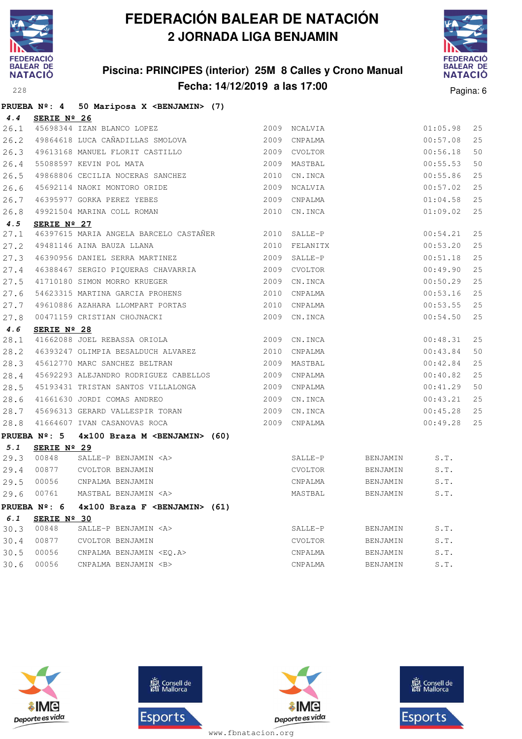# FEDERACIÓN BALEAR DE NATACIÓN

## 2 JORNADA LIGA BENJAMIN

### Piscina: PRINCIPES (interior) 25M 8 Calles y Crono Manual

### Fecha: 14/12/2019 a las 17:00

228

**PRUEBA Nº: 4 50 Mariposa X <BENJAMIN> (7)**

**4.4 SERIE Nº 26**

| | | | | | | |
|---|---|---|---|---|---|---|
| 26.1 | 45698344 | IZAN BLANCO LOPEZ | 2009 | NCALVIA | 01:05.98 | 25 |
| 26.2 | 49864618 | LUCA CAÑADILLAS SMOLOVA | 2009 | CNPALMA | 00:57.08 | 25 |
| 26.3 | 49613168 | MANUEL FLORIT CASTILLO | 2009 | CVOLTOR | 00:56.18 | 50 |
| 26.4 | 55088597 | KEVIN POL MATA | 2009 | MASTBAL | 00:55.53 | 50 |
| 26.5 | 49868806 | CECILIA NOCERAS SANCHEZ | 2010 | CN.INCA | 00:55.86 | 25 |
| 26.6 | 45692114 | NAOKI MONTORO ORIDE | 2009 | NCALVIA | 00:57.02 | 25 |
| 26.7 | 46395977 | GORKA PEREZ YEBES | 2009 | CNPALMA | 01:04.58 | 25 |
| 26.8 | 49921504 | MARINA COLL ROMAN | 2010 | CN.INCA | 01:09.02 | 25 |

**4.5 SERIE Nº 27**

| | | | | | | |
|---|---|---|---|---|---|---|
| 27.1 | 46397615 | MARIA ANGELA BARCELO CASTAÑER | 2010 | SALLE-P | 00:54.21 | 25 |
| 27.2 | 49481146 | AINA BAUZA LLANA | 2010 | FELANITX | 00:53.20 | 25 |
| 27.3 | 46390956 | DANIEL SERRA MARTINEZ | 2009 | SALLE-P | 00:51.18 | 25 |
| 27.4 | 46388467 | SERGIO PIQUERAS CHAVARRIA | 2009 | CVOLTOR | 00:49.90 | 25 |
| 27.5 | 41710180 | SIMON MORRO KRUEGER | 2009 | CN.INCA | 00:50.29 | 25 |
| 27.6 | 54623315 | MARTINA GARCIA PROHENS | 2010 | CNPALMA | 00:53.16 | 25 |
| 27.7 | 49610886 | AZAHARA LLOMPART PORTAS | 2010 | CNPALMA | 00:53.55 | 25 |
| 27.8 | 00471159 | CRISTIAN CHOJNACKI | 2009 | CN.INCA | 00:54.50 | 25 |

**4.6 SERIE Nº 28**

| | | | | | | |
|---|---|---|---|---|---|---|
| 28.1 | 41662088 | JOEL REBASSA ORIOLA | 2009 | CN.INCA | 00:48.31 | 25 |
| 28.2 | 46393247 | OLIMPIA BESALDUCH ALVAREZ | 2010 | CNPALMA | 00:43.84 | 50 |
| 28.3 | 45612770 | MARC SANCHEZ BELTRAN | 2009 | MASTBAL | 00:42.84 | 25 |
| 28.4 | 45692293 | ALEJANDRO RODRIGUEZ CABELLOS | 2009 | CNPALMA | 00:40.82 | 25 |
| 28.5 | 45193431 | TRISTAN SANTOS VILLALONGA | 2009 | CNPALMA | 00:41.29 | 50 |
| 28.6 | 41661630 | JORDI COMAS ANDREO | 2009 | CN.INCA | 00:43.21 | 25 |
| 28.7 | 45696313 | GERARD VALLESPIR TORAN | 2009 | CN.INCA | 00:45.28 | 25 |
| 28.8 | 41664607 | IVAN CASANOVAS ROCA | 2009 | CNPALMA | 00:49.28 | 25 |

**PRUEBA Nº: 5 4x100 Braza M <BENJAMIN> (60)**

**5.1 SERIE Nº 29**

| | | | | | |
|---|---|---|---|---|---|
| 29.3 | 00848 | SALLE-P BENJAMIN <A> | SALLE-P | BENJAMIN | S.T. |
| 29.4 | 00877 | CVOLTOR BENJAMIN | CVOLTOR | BENJAMIN | S.T. |
| 29.5 | 00056 | CNPALMA BENJAMIN | CNPALMA | BENJAMIN | S.T. |
| 29.6 | 00761 | MASTBAL BENJAMIN <A> | MASTBAL | BENJAMIN | S.T. |

**PRUEBA Nº: 6 4x100 Braza F <BENJAMIN> (61)**

**6.1 SERIE Nº 30**

| | | | | | |
|---|---|---|---|---|---|
| 30.3 | 00848 | SALLE-P BENJAMIN <A> | SALLE-P | BENJAMIN | S.T. |
| 30.4 | 00877 | CVOLTOR BENJAMIN | CVOLTOR | BENJAMIN | S.T. |
| 30.5 | 00056 | CNPALMA BENJAMIN <EQ.A> | CNPALMA | BENJAMIN | S.T. |
| 30.6 | 00056 | CNPALMA BENJAMIN <B> | CNPALMA | BENJAMIN | S.T. |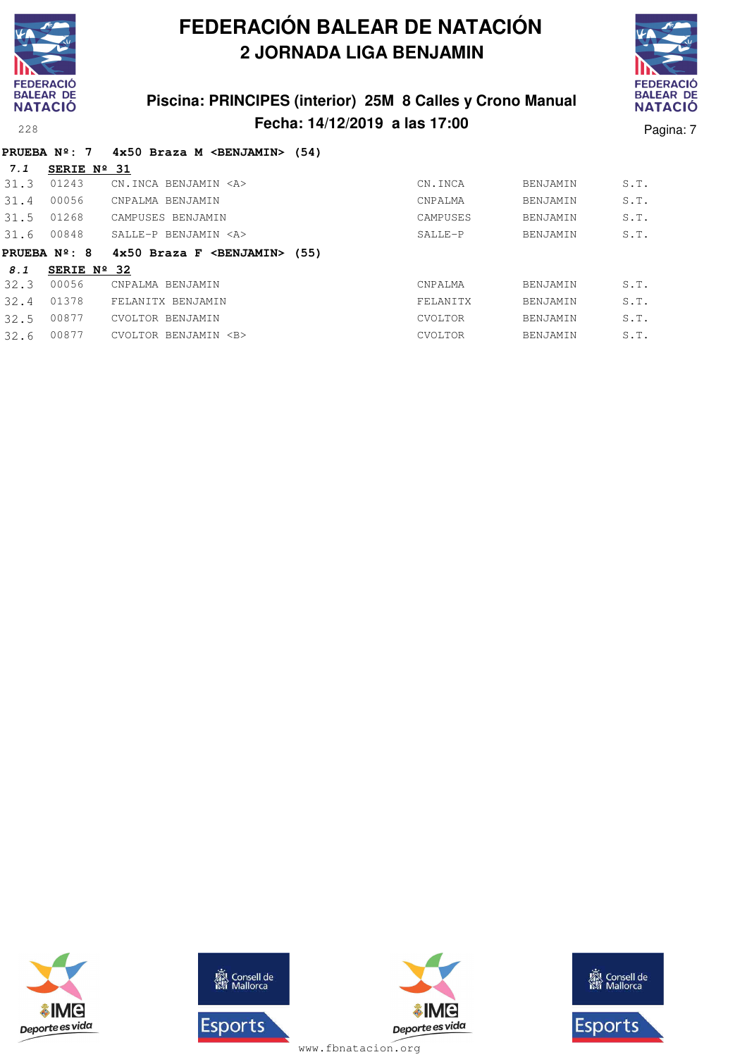# FEDERACIÓN BALEAR DE NATACIÓN

## 2 JORNADA LIGA BENJAMIN

### Piscina: PRINCIPES (interior) 25M 8 Calles y Crono Manual

### Fecha: 14/12/2019 a las 17:00

**PRUEBA Nº: 7 4x50 Braza M <BENJAMIN> (54)**

*7.1* **SERIE Nº 31**

| | | | | | |
|---|---|---|---|---|---|
| 31.3 | 01243 | CN.INCA BENJAMIN <A> | CN.INCA | BENJAMIN | S.T. |
| 31.4 | 00056 | CNPALMA BENJAMIN | CNPALMA | BENJAMIN | S.T. |
| 31.5 | 01268 | CAMPUSES BENJAMIN | CAMPUSES | BENJAMIN | S.T. |
| 31.6 | 00848 | SALLE-P BENJAMIN <A> | SALLE-P | BENJAMIN | S.T. |

**PRUEBA Nº: 8 4x50 Braza F <BENJAMIN> (55)**

*8.1* **SERIE Nº 32**

| | | | | | |
|---|---|---|---|---|---|
| 32.3 | 00056 | CNPALMA BENJAMIN | CNPALMA | BENJAMIN | S.T. |
| 32.4 | 01378 | FELANITX BENJAMIN | FELANITX | BENJAMIN | S.T. |
| 32.5 | 00877 | CVOLTOR BENJAMIN | CVOLTOR | BENJAMIN | S.T. |
| 32.6 | 00877 | CVOLTOR BENJAMIN <B> | CVOLTOR | BENJAMIN | S.T. |

www.fbnatacion.org